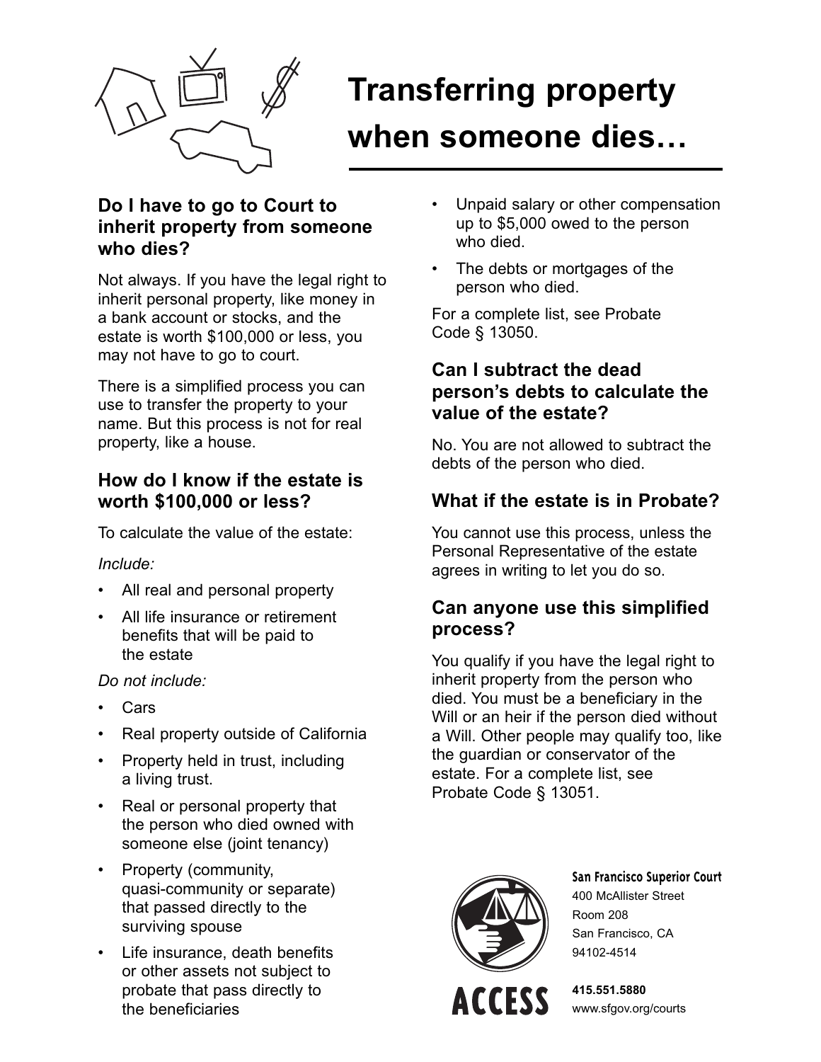# Transferring property when someone dies…

## Do I have to go to Court to inherit property from someone who dies?

Not always. If you have the legal right to inherit personal property, like money in a bank account or stocks, and the estate is worth $100,000 or less, you may not have to go to court.

There is a simplified process you can use to transfer the property to your name. But this process is not for real property, like a house.

## How do I know if the estate is worth $100,000 or less?

To calculate the value of the estate:

*Include:*

- All real and personal property
- All life insurance or retirement benefits that will be paid to the estate

*Do not include:*

- Cars
- Real property outside of California
- Property held in trust, including a living trust.
- Real or personal property that the person who died owned with someone else (joint tenancy)
- Property (community, quasi-community or separate) that passed directly to the surviving spouse
- Life insurance, death benefits or other assets not subject to probate that pass directly to the beneficiaries
- Unpaid salary or other compensation up to $5,000 owed to the person who died.
- The debts or mortgages of the person who died.

For a complete list, see Probate Code § 13050.

## Can I subtract the dead person's debts to calculate the value of the estate?

No. You are not allowed to subtract the debts of the person who died.

## What if the estate is in Probate?

You cannot use this process, unless the Personal Representative of the estate agrees in writing to let you do so.

## Can anyone use this simplified process?

You qualify if you have the legal right to inherit property from the person who died. You must be a beneficiary in the Will or an heir if the person died without a Will. Other people may qualify too, like the guardian or conservator of the estate. For a complete list, see Probate Code § 13051.

ACCESS

**San Francisco Superior Court**
400 McAllister Street
Room 208
San Francisco, CA
94102-4514

**415.551.5880**
www.sfgov.org/courts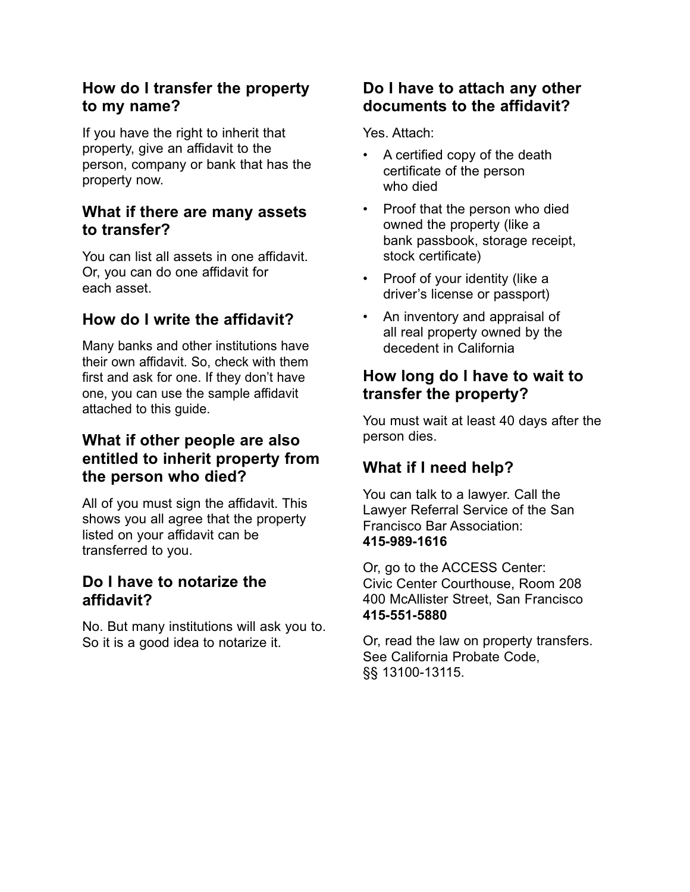## How do I transfer the property to my name?

If you have the right to inherit that property, give an affidavit to the person, company or bank that has the property now.

## What if there are many assets to transfer?

You can list all assets in one affidavit. Or, you can do one affidavit for each asset.

## How do I write the affidavit?

Many banks and other institutions have their own affidavit. So, check with them first and ask for one. If they don't have one, you can use the sample affidavit attached to this guide.

## What if other people are also entitled to inherit property from the person who died?

All of you must sign the affidavit. This shows you all agree that the property listed on your affidavit can be transferred to you.

## Do I have to notarize the affidavit?

No. But many institutions will ask you to. So it is a good idea to notarize it.

## Do I have to attach any other documents to the affidavit?

Yes. Attach:

- A certified copy of the death certificate of the person who died
- Proof that the person who died owned the property (like a bank passbook, storage receipt, stock certificate)
- Proof of your identity (like a driver's license or passport)
- An inventory and appraisal of all real property owned by the decedent in California

## How long do I have to wait to transfer the property?

You must wait at least 40 days after the person dies.

## What if I need help?

You can talk to a lawyer. Call the Lawyer Referral Service of the San Francisco Bar Association:
**415-989-1616**

Or, go to the ACCESS Center:
Civic Center Courthouse, Room 208
400 McAllister Street, San Francisco
**415-551-5880**

Or, read the law on property transfers. See California Probate Code, §§ 13100-13115.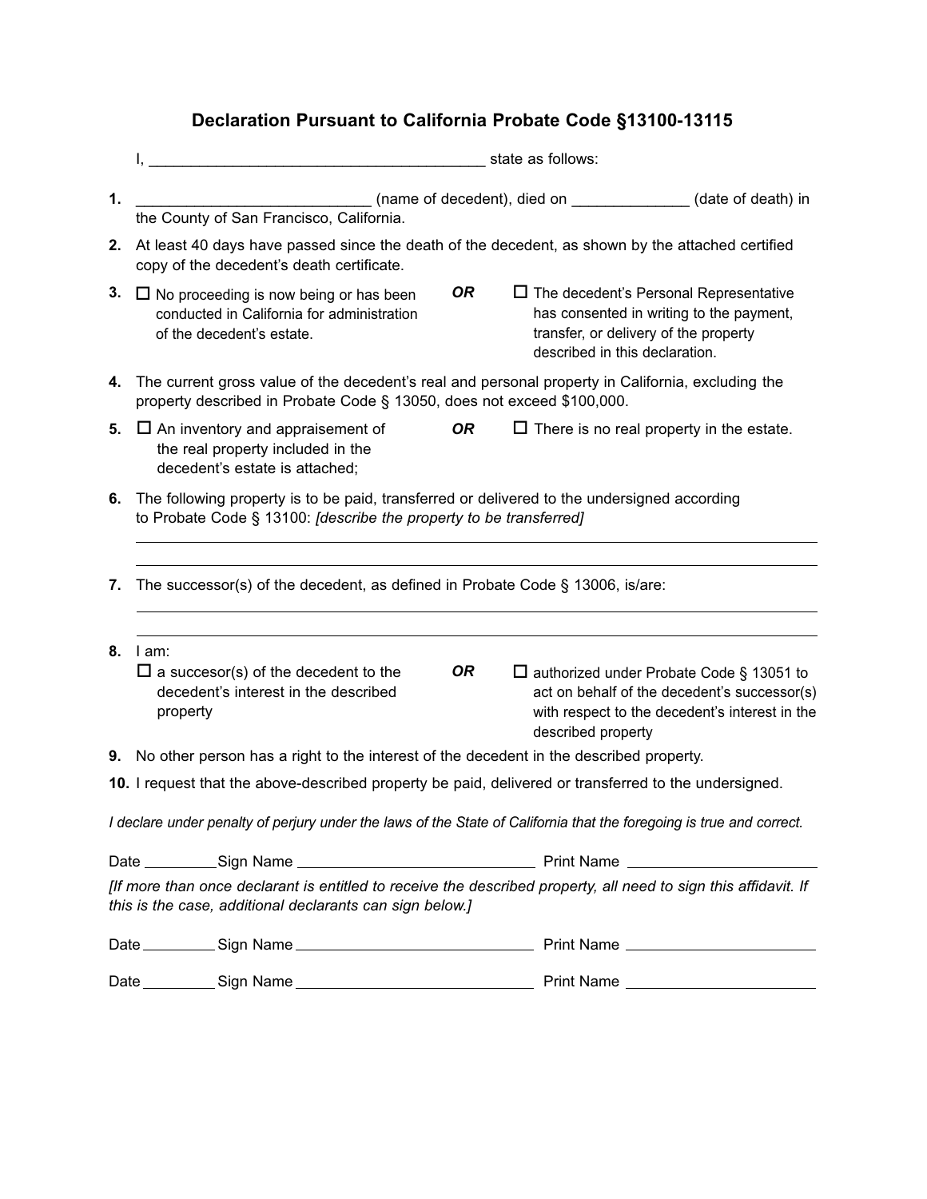## Declaration Pursuant to California Probate Code §13100-13115

I, _______________________________________ state as follows:

1. ___________________________ (name of decedent), died on _____________ (date of death) in the County of San Francisco, California.
2. At least 40 days have passed since the death of the decedent, as shown by the attached certified copy of the decedent's death certificate.
3. ☐ No proceeding is now being or has been conducted in California for administration of the decedent's estate. ***OR*** ☐ The decedent's Personal Representative has consented in writing to the payment, transfer, or delivery of the property described in this declaration.
4. The current gross value of the decedent's real and personal property in California, excluding the property described in Probate Code § 13050, does not exceed $100,000.
5. ☐ An inventory and appraisement of the real property included in the decedent's estate is attached; ***OR*** ☐ There is no real property in the estate.
6. The following property is to be paid, transferred or delivered to the undersigned according to Probate Code § 13100: *[describe the property to be transferred]*

   ______________________________________________________________________________

   ______________________________________________________________________________

7. The successor(s) of the decedent, as defined in Probate Code § 13006, is/are:

   ______________________________________________________________________________

   ______________________________________________________________________________

8. I am:
   ☐ a succesor(s) of the decedent to the decedent's interest in the described property ***OR*** ☐ authorized under Probate Code § 13051 to act on behalf of the decedent's successor(s) with respect to the decedent's interest in the described property
9. No other person has a right to the interest of the decedent in the described property.
10. I request that the above-described property be paid, delivered or transferred to the undersigned.

*I declare under penalty of perjury under the laws of the State of California that the foregoing is true and correct.*

Date _________ Sign Name _____________________________ Print Name _______________________

*[If more than once declarant is entitled to receive the described property, all need to sign this affidavit. If this is the case, additional declarants can sign below.]*

Date _________ Sign Name _____________________________ Print Name _______________________

Date _________ Sign Name _____________________________ Print Name _______________________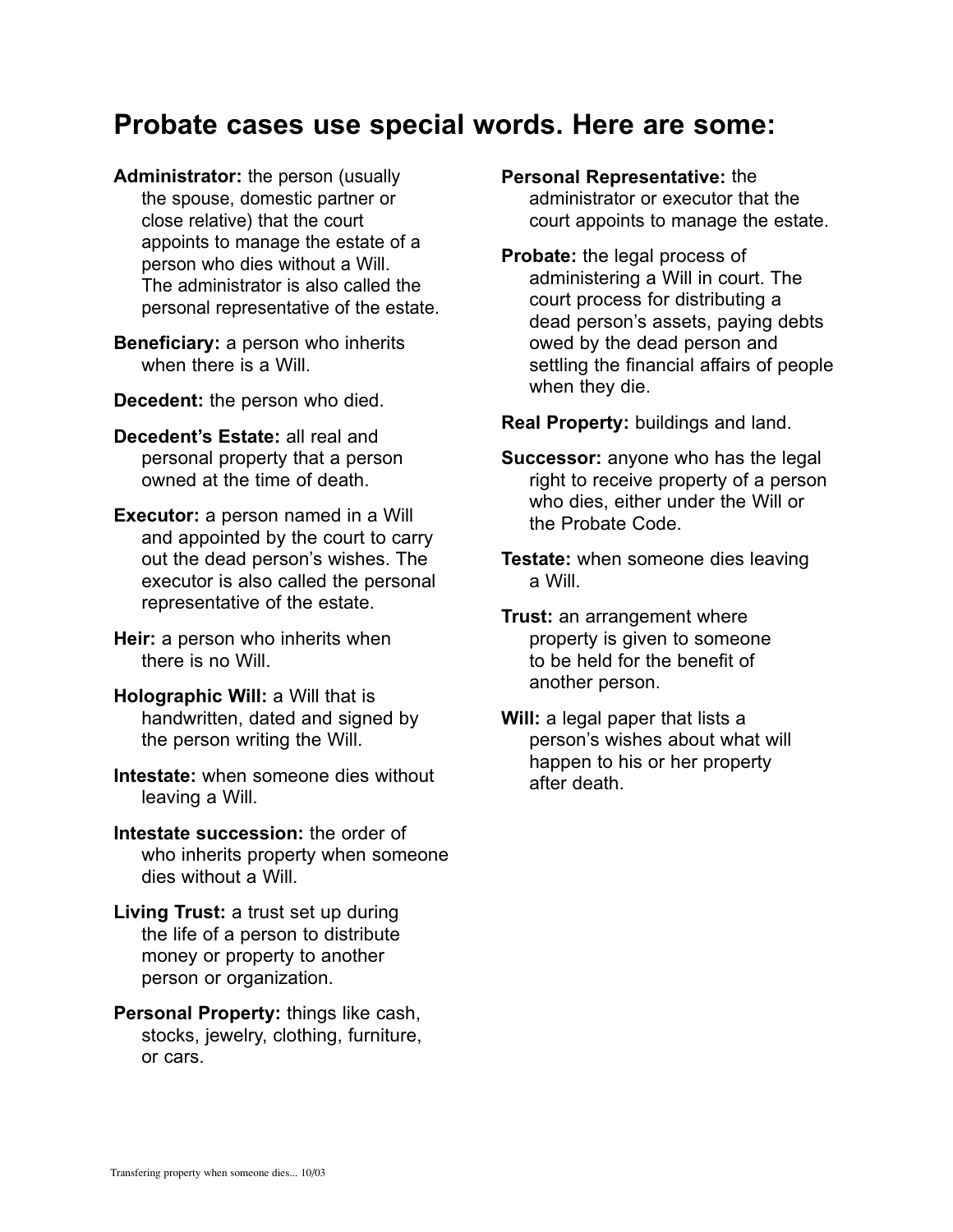## Probate cases use special words. Here are some:

**Administrator:** the person (usually the spouse, domestic partner or close relative) that the court appoints to manage the estate of a person who dies without a Will. The administrator is also called the personal representative of the estate.

**Beneficiary:** a person who inherits when there is a Will.

**Decedent:** the person who died.

**Decedent's Estate:** all real and personal property that a person owned at the time of death.

**Executor:** a person named in a Will and appointed by the court to carry out the dead person's wishes. The executor is also called the personal representative of the estate.

**Heir:** a person who inherits when there is no Will.

**Holographic Will:** a Will that is handwritten, dated and signed by the person writing the Will.

**Intestate:** when someone dies without leaving a Will.

**Intestate succession:** the order of who inherits property when someone dies without a Will.

**Living Trust:** a trust set up during the life of a person to distribute money or property to another person or organization.

**Personal Property:** things like cash, stocks, jewelry, clothing, furniture, or cars.

**Personal Representative:** the administrator or executor that the court appoints to manage the estate.

**Probate:** the legal process of administering a Will in court. The court process for distributing a dead person's assets, paying debts owed by the dead person and settling the financial affairs of people when they die.

**Real Property:** buildings and land.

**Successor:** anyone who has the legal right to receive property of a person who dies, either under the Will or the Probate Code.

**Testate:** when someone dies leaving a Will.

**Trust:** an arrangement where property is given to someone to be held for the benefit of another person.

**Will:** a legal paper that lists a person's wishes about what will happen to his or her property after death.